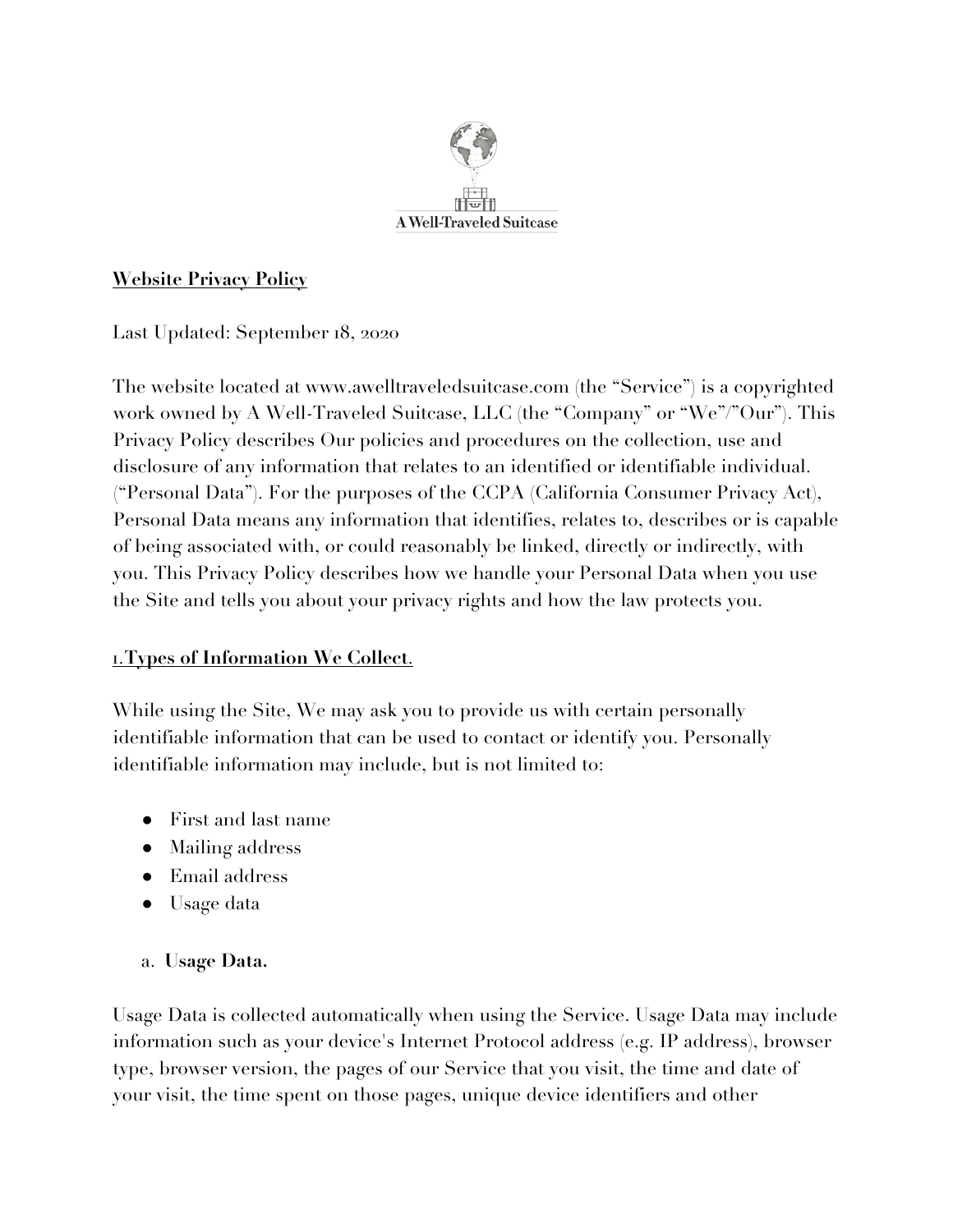A Well-Traveled Suitcase

**Website Privacy Policy**

Last Updated: September 18, 2020

The website located at www.awelltraveledsuitcase.com (the "Service") is a copyrighted work owned by A Well-Traveled Suitcase, LLC (the "Company" or "We"/"Our"). This Privacy Policy describes Our policies and procedures on the collection, use and disclosure of any information that relates to an identified or identifiable individual. ("Personal Data"). For the purposes of the CCPA (California Consumer Privacy Act), Personal Data means any information that identifies, relates to, describes or is capable of being associated with, or could reasonably be linked, directly or indirectly, with you. This Privacy Policy describes how we handle your Personal Data when you use the Site and tells you about your privacy rights and how the law protects you.

**1.Types of Information We Collect.**

While using the Site, We may ask you to provide us with certain personally identifiable information that can be used to contact or identify you. Personally identifiable information may include, but is not limited to:

- First and last name
- Mailing address
- Email address
- Usage data

a. **Usage Data.**

Usage Data is collected automatically when using the Service. Usage Data may include information such as your device's Internet Protocol address (e.g. IP address), browser type, browser version, the pages of our Service that you visit, the time and date of your visit, the time spent on those pages, unique device identifiers and other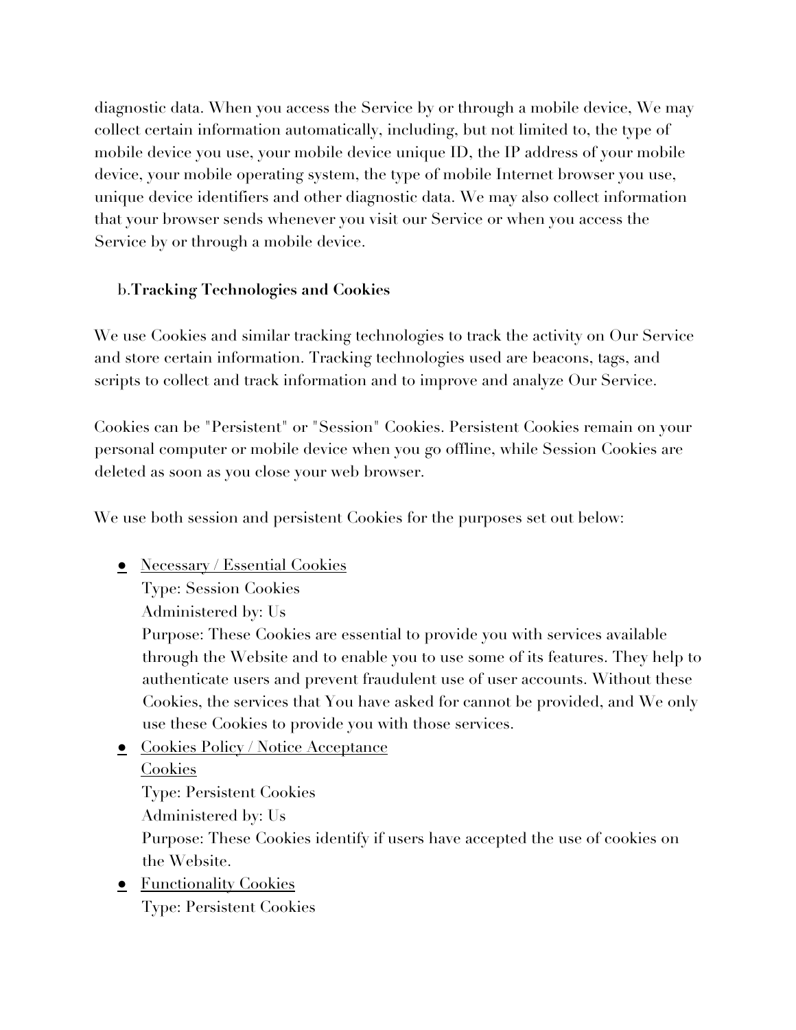diagnostic data. When you access the Service by or through a mobile device, We may collect certain information automatically, including, but not limited to, the type of mobile device you use, your mobile device unique ID, the IP address of your mobile device, your mobile operating system, the type of mobile Internet browser you use, unique device identifiers and other diagnostic data. We may also collect information that your browser sends whenever you visit our Service or when you access the Service by or through a mobile device.

b. **Tracking Technologies and Cookies**

We use Cookies and similar tracking technologies to track the activity on Our Service and store certain information. Tracking technologies used are beacons, tags, and scripts to collect and track information and to improve and analyze Our Service.

Cookies can be "Persistent" or "Session" Cookies. Persistent Cookies remain on your personal computer or mobile device when you go offline, while Session Cookies are deleted as soon as you close your web browser.

We use both session and persistent Cookies for the purposes set out below:

- <u>Necessary / Essential Cookies</u>
  Type: Session Cookies
  Administered by: Us
  Purpose: These Cookies are essential to provide you with services available through the Website and to enable you to use some of its features. They help to authenticate users and prevent fraudulent use of user accounts. Without these Cookies, the services that You have asked for cannot be provided, and We only use these Cookies to provide you with those services.
- <u>Cookies Policy / Notice Acceptance Cookies</u>
  Type: Persistent Cookies
  Administered by: Us
  Purpose: These Cookies identify if users have accepted the use of cookies on the Website.
- <u>Functionality Cookies</u>
  Type: Persistent Cookies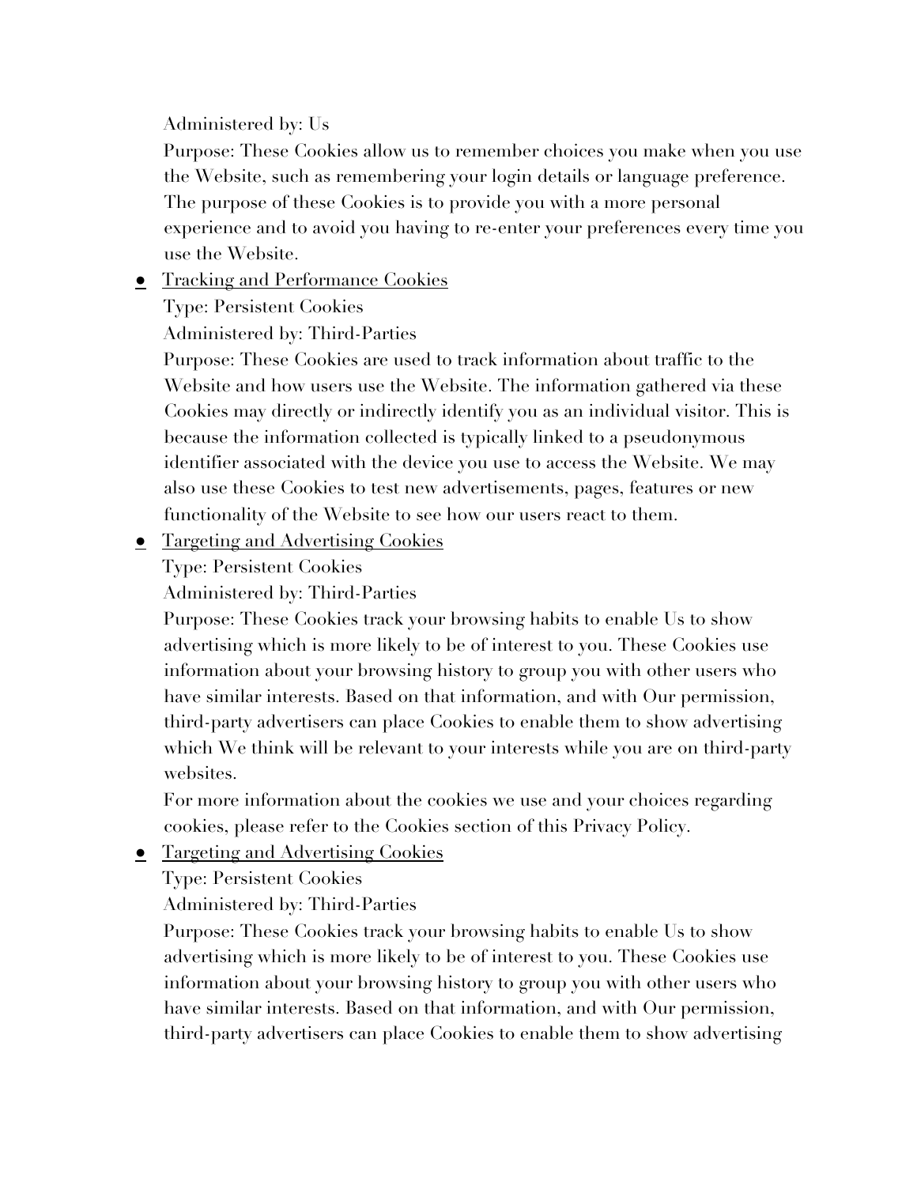Administered by: Us

Purpose: These Cookies allow us to remember choices you make when you use the Website, such as remembering your login details or language preference. The purpose of these Cookies is to provide you with a more personal experience and to avoid you having to re-enter your preferences every time you use the Website.

- <u>Tracking and Performance Cookies</u>

  Type: Persistent Cookies

  Administered by: Third-Parties

  Purpose: These Cookies are used to track information about traffic to the Website and how users use the Website. The information gathered via these Cookies may directly or indirectly identify you as an individual visitor. This is because the information collected is typically linked to a pseudonymous identifier associated with the device you use to access the Website. We may also use these Cookies to test new advertisements, pages, features or new functionality of the Website to see how our users react to them.

- <u>Targeting and Advertising Cookies</u>

  Type: Persistent Cookies

  Administered by: Third-Parties

  Purpose: These Cookies track your browsing habits to enable Us to show advertising which is more likely to be of interest to you. These Cookies use information about your browsing history to group you with other users who have similar interests. Based on that information, and with Our permission, third-party advertisers can place Cookies to enable them to show advertising which We think will be relevant to your interests while you are on third-party websites.

  For more information about the cookies we use and your choices regarding cookies, please refer to the Cookies section of this Privacy Policy.

- <u>Targeting and Advertising Cookies</u>

  Type: Persistent Cookies

  Administered by: Third-Parties

  Purpose: These Cookies track your browsing habits to enable Us to show advertising which is more likely to be of interest to you. These Cookies use information about your browsing history to group you with other users who have similar interests. Based on that information, and with Our permission, third-party advertisers can place Cookies to enable them to show advertising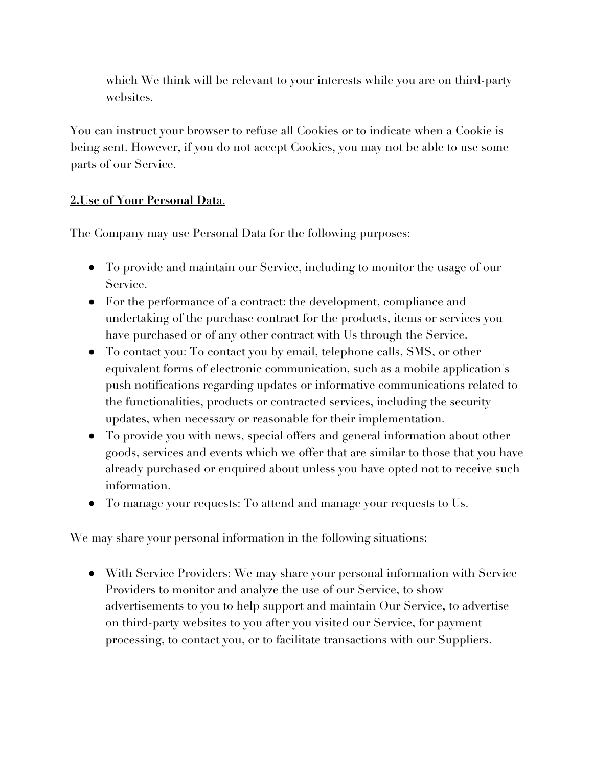which We think will be relevant to your interests while you are on third-party websites.

You can instruct your browser to refuse all Cookies or to indicate when a Cookie is being sent. However, if you do not accept Cookies, you may not be able to use some parts of our Service.

## **2.Use of Your Personal Data**.

The Company may use Personal Data for the following purposes:

- To provide and maintain our Service, including to monitor the usage of our Service.
- For the performance of a contract: the development, compliance and undertaking of the purchase contract for the products, items or services you have purchased or of any other contract with Us through the Service.
- To contact you: To contact you by email, telephone calls, SMS, or other equivalent forms of electronic communication, such as a mobile application's push notifications regarding updates or informative communications related to the functionalities, products or contracted services, including the security updates, when necessary or reasonable for their implementation.
- To provide you with news, special offers and general information about other goods, services and events which we offer that are similar to those that you have already purchased or enquired about unless you have opted not to receive such information.
- To manage your requests: To attend and manage your requests to Us.

We may share your personal information in the following situations:

- With Service Providers: We may share your personal information with Service Providers to monitor and analyze the use of our Service, to show advertisements to you to help support and maintain Our Service, to advertise on third-party websites to you after you visited our Service, for payment processing, to contact you, or to facilitate transactions with our Suppliers.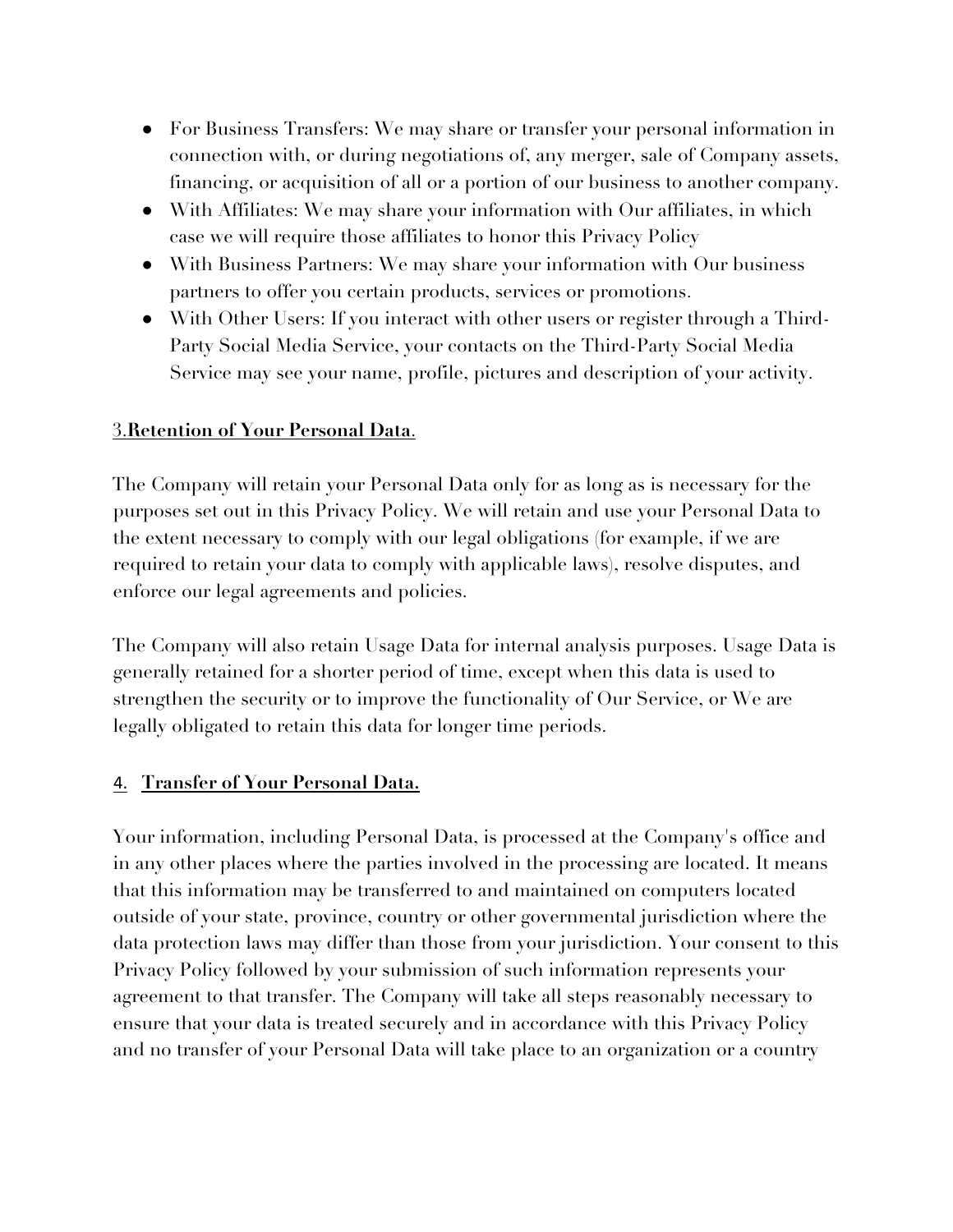- For Business Transfers: We may share or transfer your personal information in connection with, or during negotiations of, any merger, sale of Company assets, financing, or acquisition of all or a portion of our business to another company.
- With Affiliates: We may share your information with Our affiliates, in which case we will require those affiliates to honor this Privacy Policy
- With Business Partners: We may share your information with Our business partners to offer you certain products, services or promotions.
- With Other Users: If you interact with other users or register through a Third-Party Social Media Service, your contacts on the Third-Party Social Media Service may see your name, profile, pictures and description of your activity.

## 3.**Retention of Your Personal Data**.

The Company will retain your Personal Data only for as long as is necessary for the purposes set out in this Privacy Policy. We will retain and use your Personal Data to the extent necessary to comply with our legal obligations (for example, if we are required to retain your data to comply with applicable laws), resolve disputes, and enforce our legal agreements and policies.

The Company will also retain Usage Data for internal analysis purposes. Usage Data is generally retained for a shorter period of time, except when this data is used to strengthen the security or to improve the functionality of Our Service, or We are legally obligated to retain this data for longer time periods.

## 4. **Transfer of Your Personal Data.**

Your information, including Personal Data, is processed at the Company's office and in any other places where the parties involved in the processing are located. It means that this information may be transferred to and maintained on computers located outside of your state, province, country or other governmental jurisdiction where the data protection laws may differ than those from your jurisdiction. Your consent to this Privacy Policy followed by your submission of such information represents your agreement to that transfer. The Company will take all steps reasonably necessary to ensure that your data is treated securely and in accordance with this Privacy Policy and no transfer of your Personal Data will take place to an organization or a country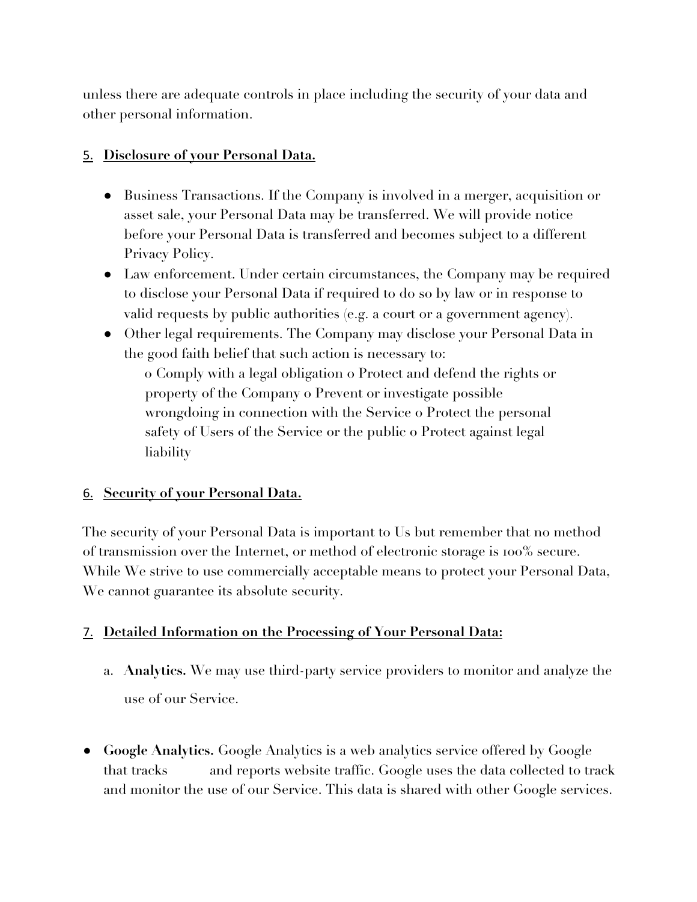unless there are adequate controls in place including the security of your data and other personal information.

## 5. Disclosure of your Personal Data.

- Business Transactions. If the Company is involved in a merger, acquisition or asset sale, your Personal Data may be transferred. We will provide notice before your Personal Data is transferred and becomes subject to a different Privacy Policy.
- Law enforcement. Under certain circumstances, the Company may be required to disclose your Personal Data if required to do so by law or in response to valid requests by public authorities (e.g. a court or a government agency).
- Other legal requirements. The Company may disclose your Personal Data in the good faith belief that such action is necessary to:
  - Comply with a legal obligation
  - Protect and defend the rights or property of the Company
  - Prevent or investigate possible wrongdoing in connection with the Service
  - Protect the personal safety of Users of the Service or the public
  - Protect against legal liability

## 6. Security of your Personal Data.

The security of your Personal Data is important to Us but remember that no method of transmission over the Internet, or method of electronic storage is 100% secure. While We strive to use commercially acceptable means to protect your Personal Data, We cannot guarantee its absolute security.

## 7. Detailed Information on the Processing of Your Personal Data:

a. **Analytics.** We may use third-party service providers to monitor and analyze the use of our Service.

- **Google Analytics.** Google Analytics is a web analytics service offered by Google that tracks and reports website traffic. Google uses the data collected to track and monitor the use of our Service. This data is shared with other Google services.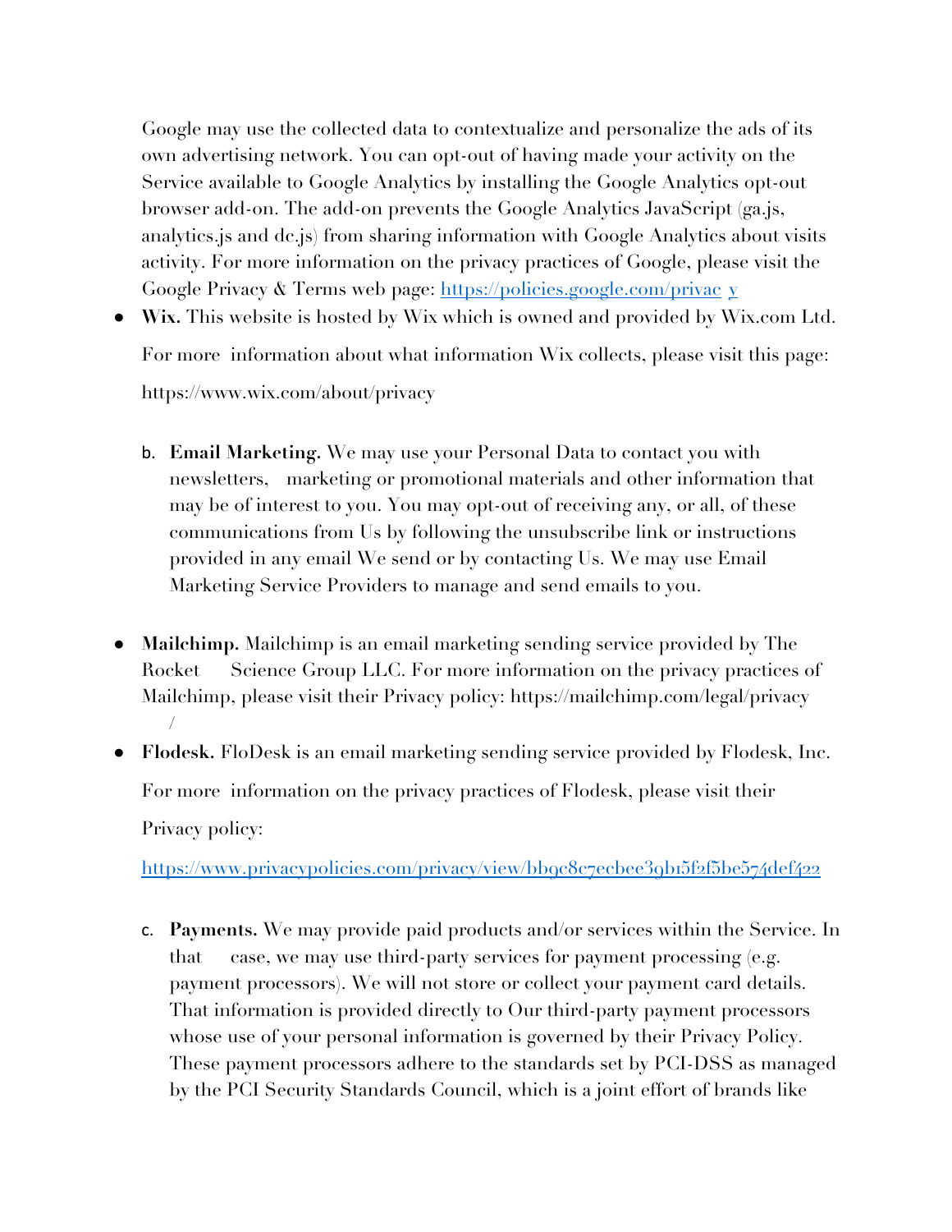Google may use the collected data to contextualize and personalize the ads of its own advertising network. You can opt-out of having made your activity on the Service available to Google Analytics by installing the Google Analytics opt-out browser add-on. The add-on prevents the Google Analytics JavaScript (ga.js, analytics.js and dc.js) from sharing information with Google Analytics about visits activity. For more information on the privacy practices of Google, please visit the Google Privacy & Terms web page: https://policies.google.com/privacy

- **Wix.** This website is hosted by Wix which is owned and provided by Wix.com Ltd. For more information about what information Wix collects, please visit this page: https://www.wix.com/about/privacy

b. **Email Marketing.** We may use your Personal Data to contact you with newsletters, marketing or promotional materials and other information that may be of interest to you. You may opt-out of receiving any, or all, of these communications from Us by following the unsubscribe link or instructions provided in any email We send or by contacting Us. We may use Email Marketing Service Providers to manage and send emails to you.

- **Mailchimp.** Mailchimp is an email marketing sending service provided by The Rocket Science Group LLC. For more information on the privacy practices of Mailchimp, please visit their Privacy policy: https://mailchimp.com/legal/privacy/
- **Flodesk.** FloDesk is an email marketing sending service provided by Flodesk, Inc. For more information on the privacy practices of Flodesk, please visit their Privacy policy: https://www.privacypolicies.com/privacy/view/bb9c8c7ecbee39b15f2f5be574def422

c. **Payments.** We may provide paid products and/or services within the Service. In that case, we may use third-party services for payment processing (e.g. payment processors). We will not store or collect your payment card details. That information is provided directly to Our third-party payment processors whose use of your personal information is governed by their Privacy Policy. These payment processors adhere to the standards set by PCI-DSS as managed by the PCI Security Standards Council, which is a joint effort of brands like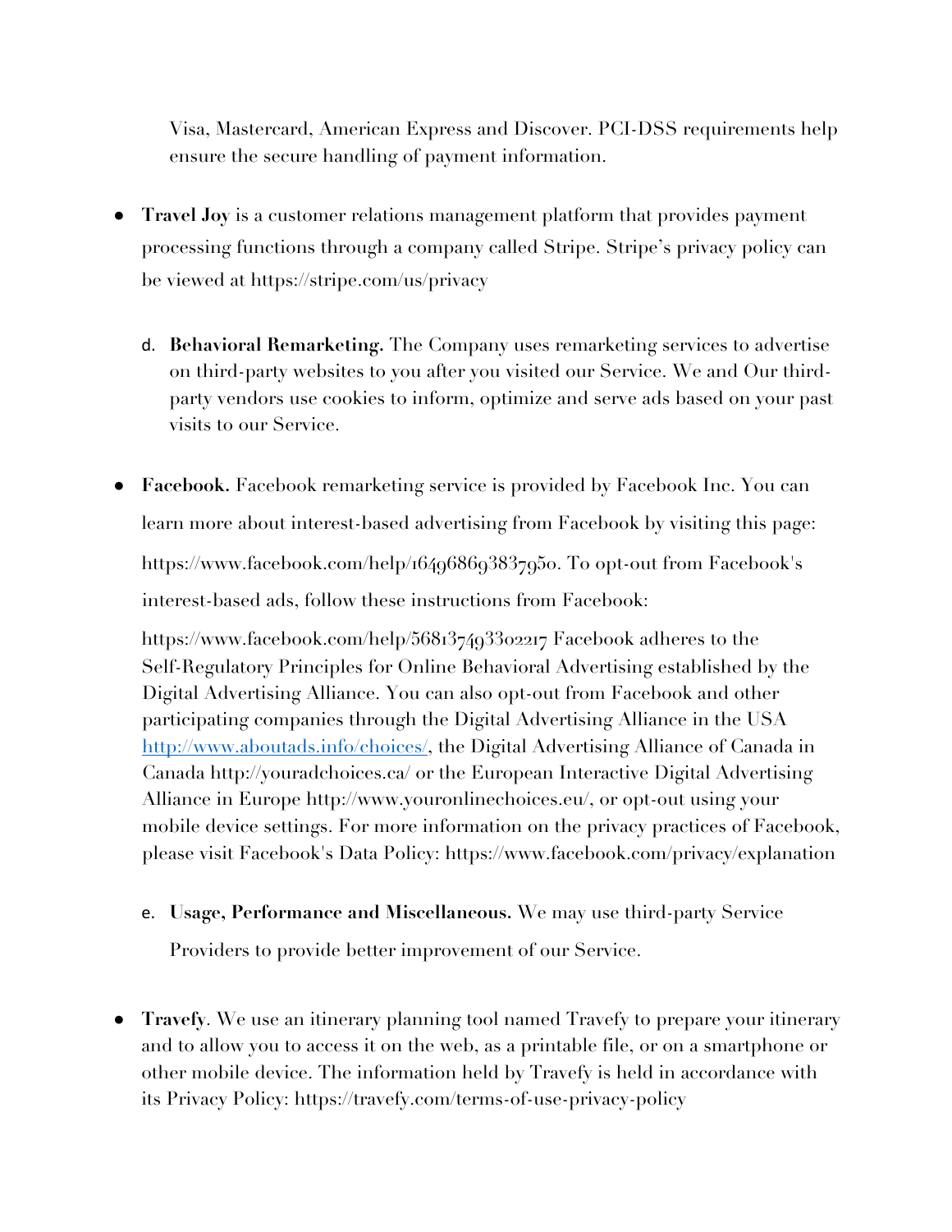Visa, Mastercard, American Express and Discover. PCI-DSS requirements help ensure the secure handling of payment information.

- **Travel Joy** is a customer relations management platform that provides payment processing functions through a company called Stripe. Stripe's privacy policy can be viewed at https://stripe.com/us/privacy

d. **Behavioral Remarketing.** The Company uses remarketing services to advertise on third-party websites to you after you visited our Service. We and Our third-party vendors use cookies to inform, optimize and serve ads based on your past visits to our Service.

- **Facebook.** Facebook remarketing service is provided by Facebook Inc. You can learn more about interest-based advertising from Facebook by visiting this page: https://www.facebook.com/help/164968693837950. To opt-out from Facebook's interest-based ads, follow these instructions from Facebook:

  https://www.facebook.com/help/568137493302217 Facebook adheres to the Self-Regulatory Principles for Online Behavioral Advertising established by the Digital Advertising Alliance. You can also opt-out from Facebook and other participating companies through the Digital Advertising Alliance in the USA http://www.aboutads.info/choices/, the Digital Advertising Alliance of Canada in Canada http://youradchoices.ca/ or the European Interactive Digital Advertising Alliance in Europe http://www.youronlinechoices.eu/, or opt-out using your mobile device settings. For more information on the privacy practices of Facebook, please visit Facebook's Data Policy: https://www.facebook.com/privacy/explanation

e. **Usage, Performance and Miscellaneous.** We may use third-party Service Providers to provide better improvement of our Service.

- **Travefy**. We use an itinerary planning tool named Travefy to prepare your itinerary and to allow you to access it on the web, as a printable file, or on a smartphone or other mobile device. The information held by Travefy is held in accordance with its Privacy Policy: https://travefy.com/terms-of-use-privacy-policy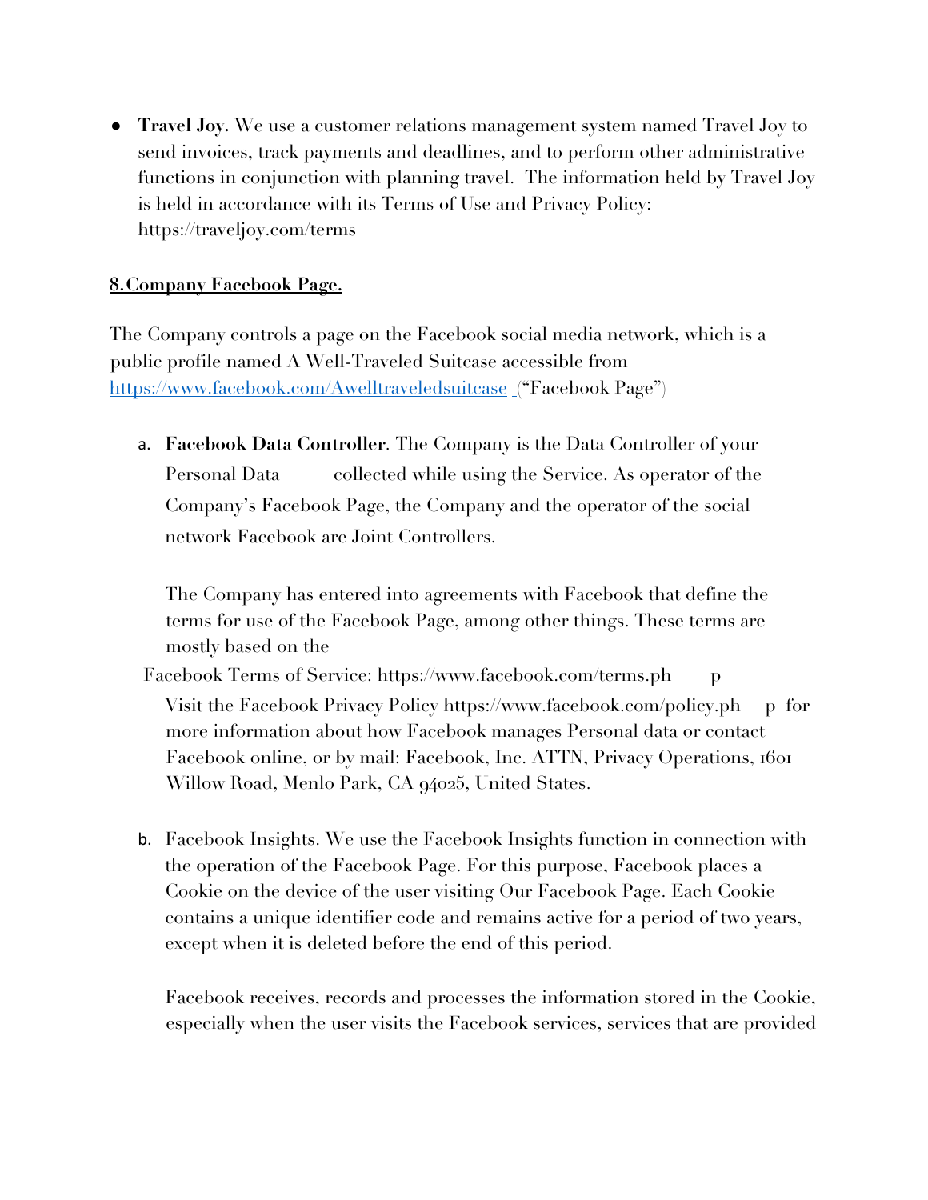- **Travel Joy.** We use a customer relations management system named Travel Joy to send invoices, track payments and deadlines, and to perform other administrative functions in conjunction with planning travel. The information held by Travel Joy is held in accordance with its Terms of Use and Privacy Policy: https://traveljoy.com/terms

**8.Company Facebook Page.**

The Company controls a page on the Facebook social media network, which is a public profile named A Well-Traveled Suitcase accessible from [https://www.facebook.com/Awelltraveledsuitcase](https://www.facebook.com/Awelltraveledsuitcase) ("Facebook Page")

a. **Facebook Data Controller**. The Company is the Data Controller of your Personal Data collected while using the Service. As operator of the Company's Facebook Page, the Company and the operator of the social network Facebook are Joint Controllers.

   The Company has entered into agreements with Facebook that define the terms for use of the Facebook Page, among other things. These terms are mostly based on the Facebook Terms of Service: https://www.facebook.com/terms.php

   Visit the Facebook Privacy Policy https://www.facebook.com/policy.php for more information about how Facebook manages Personal data or contact Facebook online, or by mail: Facebook, Inc. ATTN, Privacy Operations, 1601 Willow Road, Menlo Park, CA 94025, United States.

b. Facebook Insights. We use the Facebook Insights function in connection with the operation of the Facebook Page. For this purpose, Facebook places a Cookie on the device of the user visiting Our Facebook Page. Each Cookie contains a unique identifier code and remains active for a period of two years, except when it is deleted before the end of this period.

   Facebook receives, records and processes the information stored in the Cookie, especially when the user visits the Facebook services, services that are provided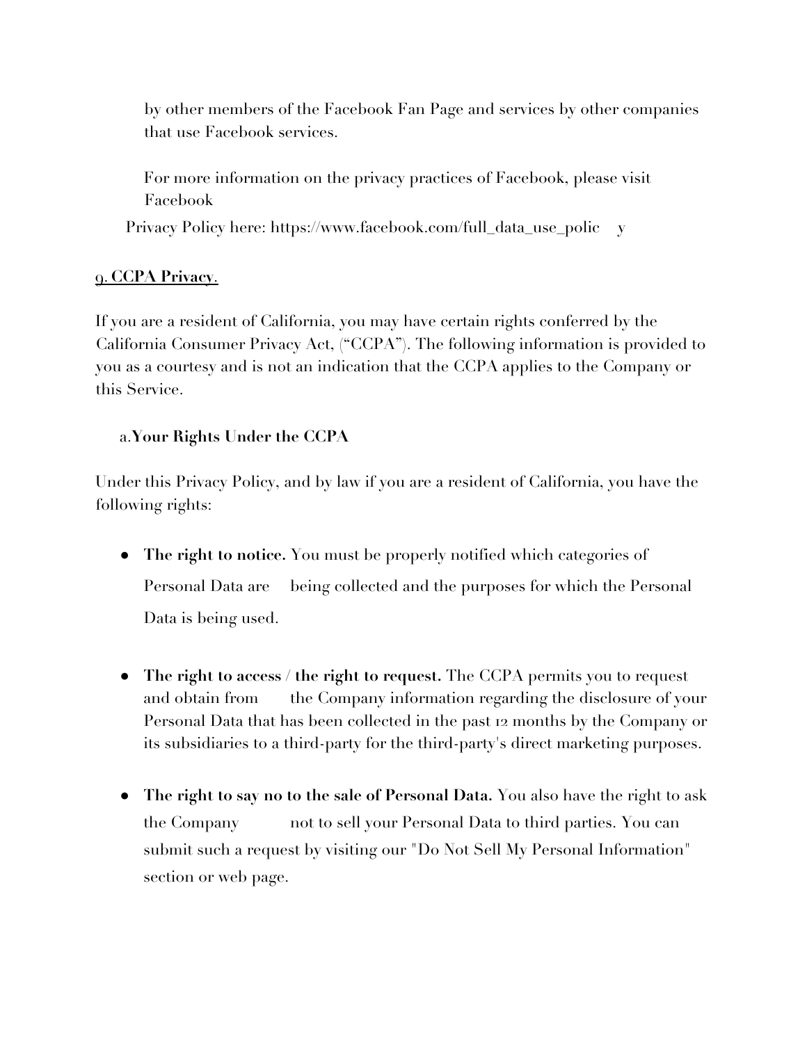by other members of the Facebook Fan Page and services by other companies that use Facebook services.

For more information on the privacy practices of Facebook, please visit Facebook Privacy Policy here: https://www.facebook.com/full_data_use_policy

## 9. CCPA Privacy.

If you are a resident of California, you may have certain rights conferred by the California Consumer Privacy Act, ("CCPA"). The following information is provided to you as a courtesy and is not an indication that the CCPA applies to the Company or this Service.

### a. Your Rights Under the CCPA

Under this Privacy Policy, and by law if you are a resident of California, you have the following rights:

- **The right to notice.** You must be properly notified which categories of Personal Data are being collected and the purposes for which the Personal Data is being used.

- **The right to access / the right to request.** The CCPA permits you to request and obtain from the Company information regarding the disclosure of your Personal Data that has been collected in the past 12 months by the Company or its subsidiaries to a third-party for the third-party's direct marketing purposes.

- **The right to say no to the sale of Personal Data.** You also have the right to ask the Company not to sell your Personal Data to third parties. You can submit such a request by visiting our "Do Not Sell My Personal Information" section or web page.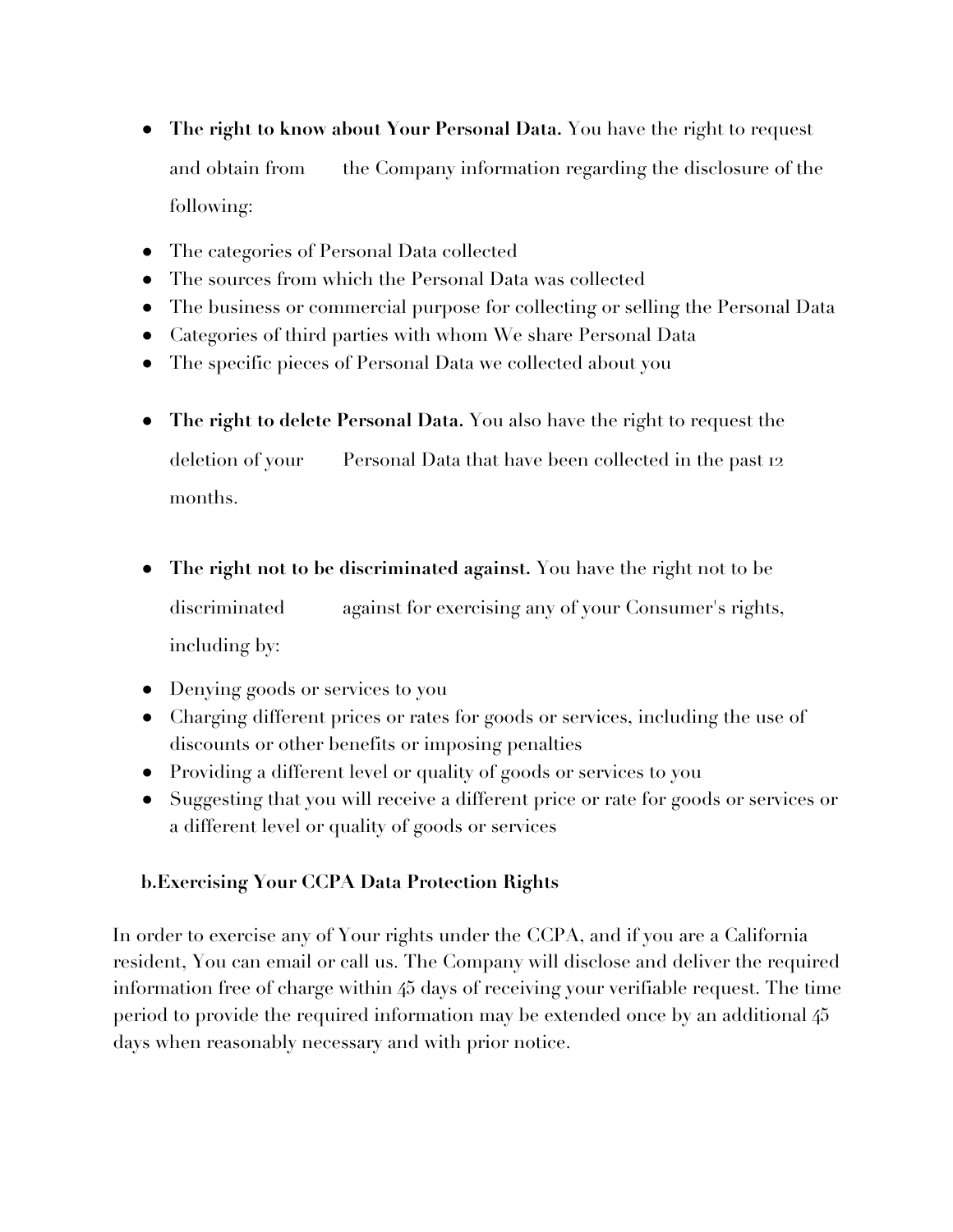- **The right to know about Your Personal Data.** You have the right to request and obtain from the Company information regarding the disclosure of the following:
- The categories of Personal Data collected
- The sources from which the Personal Data was collected
- The business or commercial purpose for collecting or selling the Personal Data
- Categories of third parties with whom We share Personal Data
- The specific pieces of Personal Data we collected about you
- **The right to delete Personal Data.** You also have the right to request the deletion of your Personal Data that have been collected in the past 12 months.
- **The right not to be discriminated against.** You have the right not to be discriminated against for exercising any of your Consumer's rights, including by:
- Denying goods or services to you
- Charging different prices or rates for goods or services, including the use of discounts or other benefits or imposing penalties
- Providing a different level or quality of goods or services to you
- Suggesting that you will receive a different price or rate for goods or services or a different level or quality of goods or services

**b.Exercising Your CCPA Data Protection Rights**

In order to exercise any of Your rights under the CCPA, and if you are a California resident, You can email or call us. The Company will disclose and deliver the required information free of charge within 45 days of receiving your verifiable request. The time period to provide the required information may be extended once by an additional 45 days when reasonably necessary and with prior notice.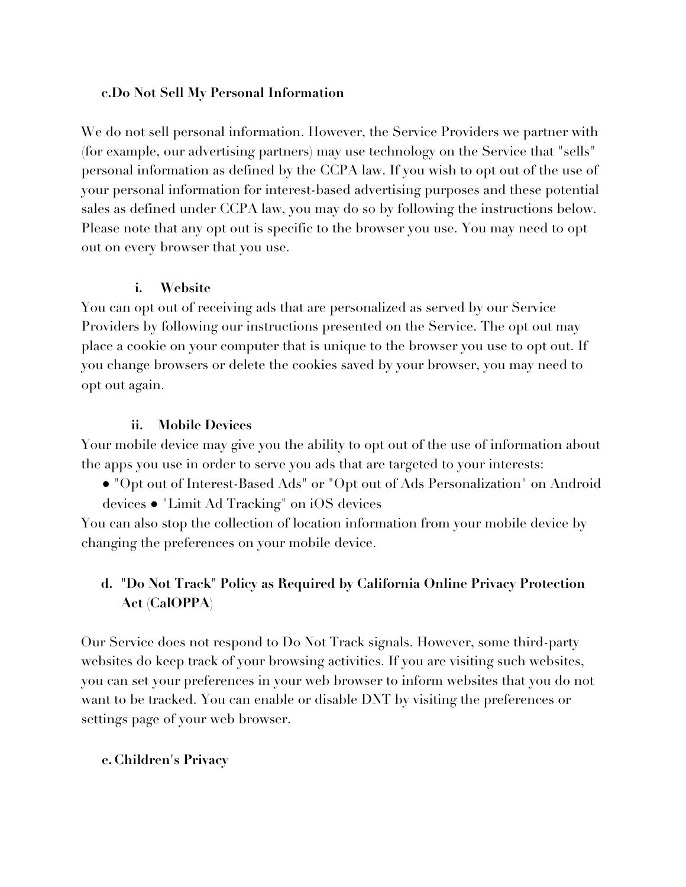### c. Do Not Sell My Personal Information

We do not sell personal information. However, the Service Providers we partner with (for example, our advertising partners) may use technology on the Service that "sells" personal information as defined by the CCPA law. If you wish to opt out of the use of your personal information for interest-based advertising purposes and these potential sales as defined under CCPA law, you may do so by following the instructions below. Please note that any opt out is specific to the browser you use. You may need to opt out on every browser that you use.

#### i. Website

You can opt out of receiving ads that are personalized as served by our Service Providers by following our instructions presented on the Service. The opt out may place a cookie on your computer that is unique to the browser you use to opt out. If you change browsers or delete the cookies saved by your browser, you may need to opt out again.

#### ii. Mobile Devices

Your mobile device may give you the ability to opt out of the use of information about the apps you use in order to serve you ads that are targeted to your interests:

- "Opt out of Interest-Based Ads" or "Opt out of Ads Personalization" on Android devices
- "Limit Ad Tracking" on iOS devices

You can also stop the collection of location information from your mobile device by changing the preferences on your mobile device.

### d. "Do Not Track" Policy as Required by California Online Privacy Protection Act (CalOPPA)

Our Service does not respond to Do Not Track signals. However, some third-party websites do keep track of your browsing activities. If you are visiting such websites, you can set your preferences in your web browser to inform websites that you do not want to be tracked. You can enable or disable DNT by visiting the preferences or settings page of your web browser.

### e. Children's Privacy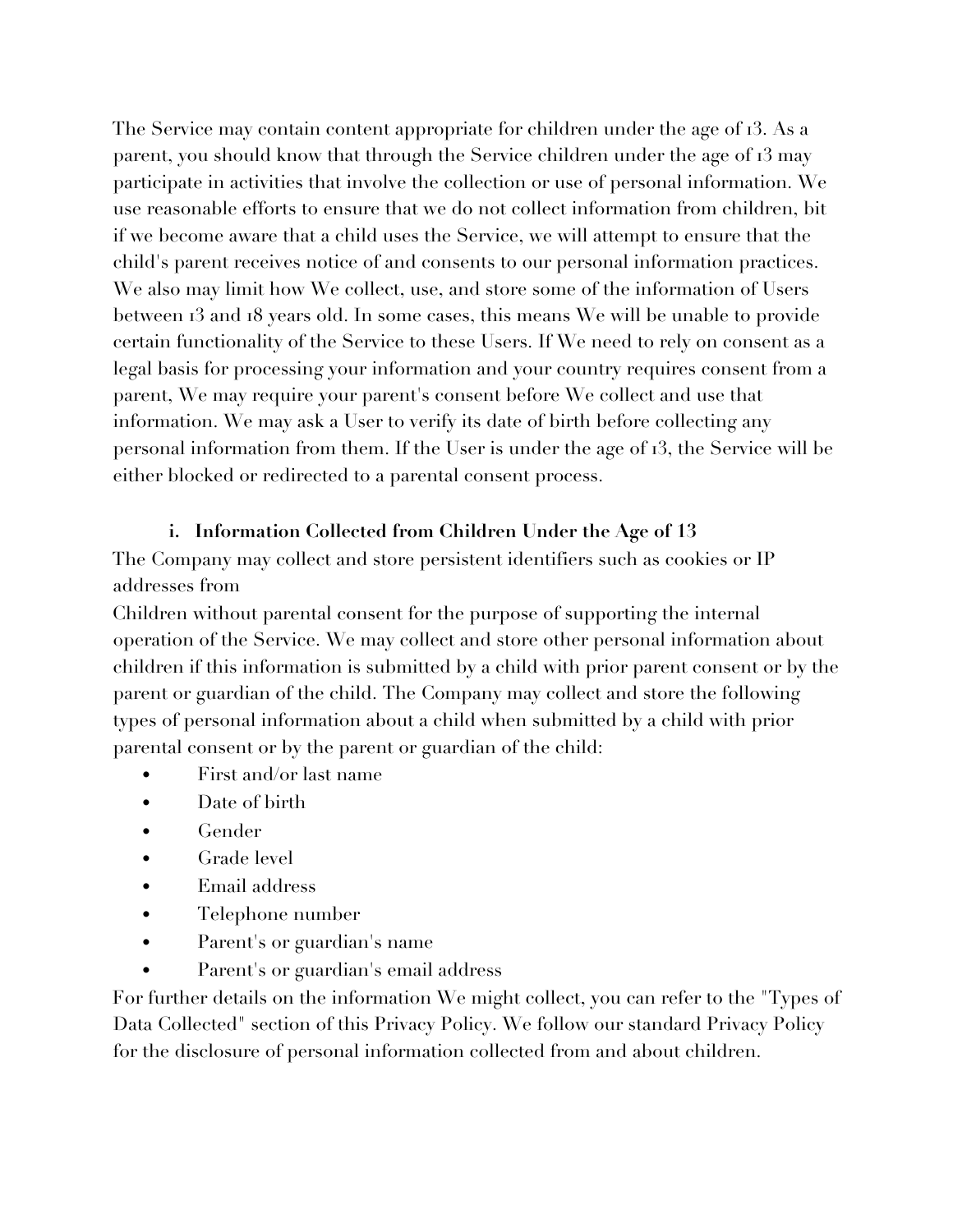The Service may contain content appropriate for children under the age of 13. As a parent, you should know that through the Service children under the age of 13 may participate in activities that involve the collection or use of personal information. We use reasonable efforts to ensure that we do not collect information from children, bit if we become aware that a child uses the Service, we will attempt to ensure that the child's parent receives notice of and consents to our personal information practices. We also may limit how We collect, use, and store some of the information of Users between 13 and 18 years old. In some cases, this means We will be unable to provide certain functionality of the Service to these Users. If We need to rely on consent as a legal basis for processing your information and your country requires consent from a parent, We may require your parent's consent before We collect and use that information. We may ask a User to verify its date of birth before collecting any personal information from them. If the User is under the age of 13, the Service will be either blocked or redirected to a parental consent process.

### i. Information Collected from Children Under the Age of 13

The Company may collect and store persistent identifiers such as cookies or IP addresses from
Children without parental consent for the purpose of supporting the internal operation of the Service. We may collect and store other personal information about children if this information is submitted by a child with prior parent consent or by the parent or guardian of the child. The Company may collect and store the following types of personal information about a child when submitted by a child with prior parental consent or by the parent or guardian of the child:

- First and/or last name
- Date of birth
- Gender
- Grade level
- Email address
- Telephone number
- Parent's or guardian's name
- Parent's or guardian's email address

For further details on the information We might collect, you can refer to the "Types of Data Collected" section of this Privacy Policy. We follow our standard Privacy Policy for the disclosure of personal information collected from and about children.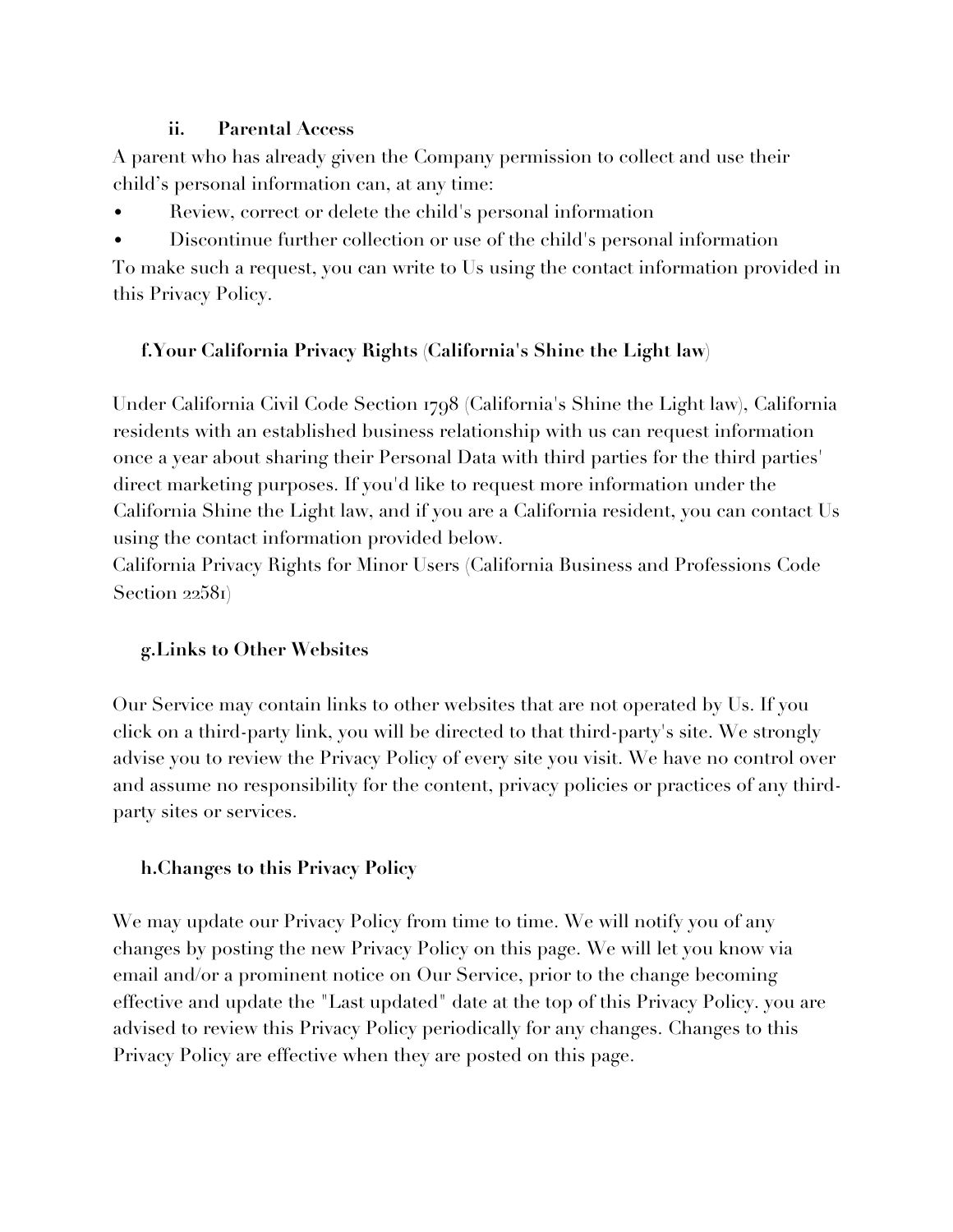#### ii. Parental Access

A parent who has already given the Company permission to collect and use their child's personal information can, at any time:

- Review, correct or delete the child's personal information
- Discontinue further collection or use of the child's personal information

To make such a request, you can write to Us using the contact information provided in this Privacy Policy.

### f. Your California Privacy Rights (California's Shine the Light law)

Under California Civil Code Section 1798 (California's Shine the Light law), California residents with an established business relationship with us can request information once a year about sharing their Personal Data with third parties for the third parties' direct marketing purposes. If you'd like to request more information under the California Shine the Light law, and if you are a California resident, you can contact Us using the contact information provided below.

California Privacy Rights for Minor Users (California Business and Professions Code Section 22581)

### g. Links to Other Websites

Our Service may contain links to other websites that are not operated by Us. If you click on a third-party link, you will be directed to that third-party's site. We strongly advise you to review the Privacy Policy of every site you visit. We have no control over and assume no responsibility for the content, privacy policies or practices of any third-party sites or services.

### h. Changes to this Privacy Policy

We may update our Privacy Policy from time to time. We will notify you of any changes by posting the new Privacy Policy on this page. We will let you know via email and/or a prominent notice on Our Service, prior to the change becoming effective and update the "Last updated" date at the top of this Privacy Policy. you are advised to review this Privacy Policy periodically for any changes. Changes to this Privacy Policy are effective when they are posted on this page.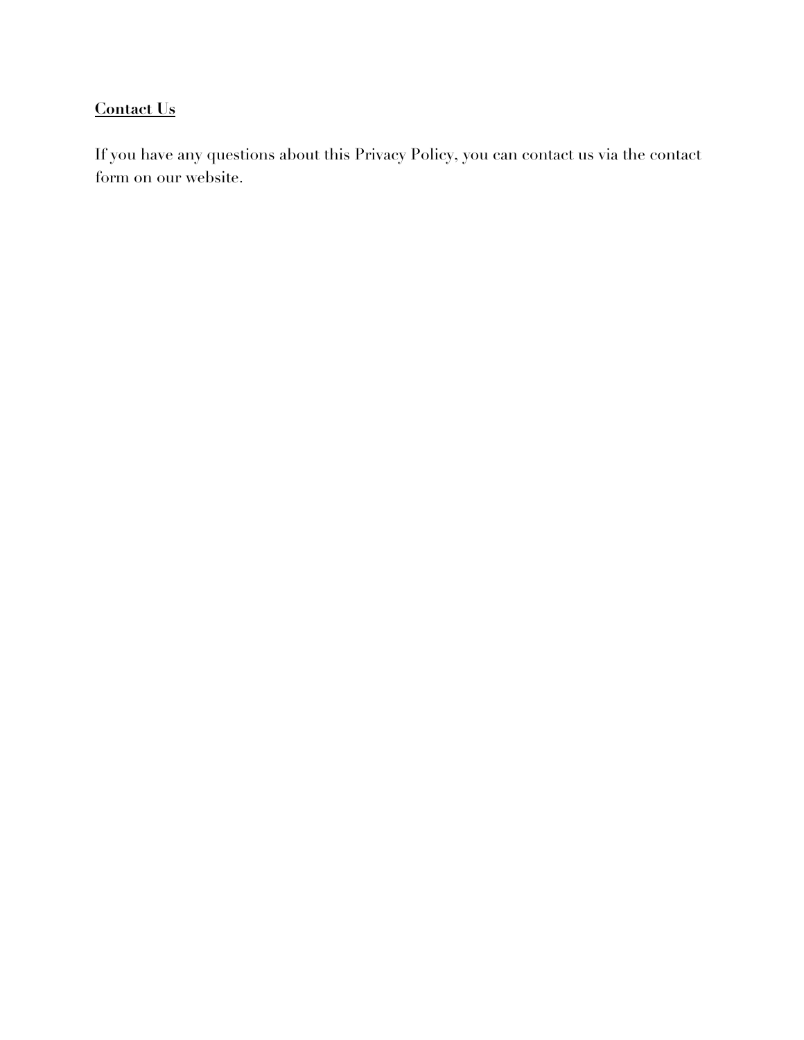**Contact Us**

If you have any questions about this Privacy Policy, you can contact us via the contact form on our website.